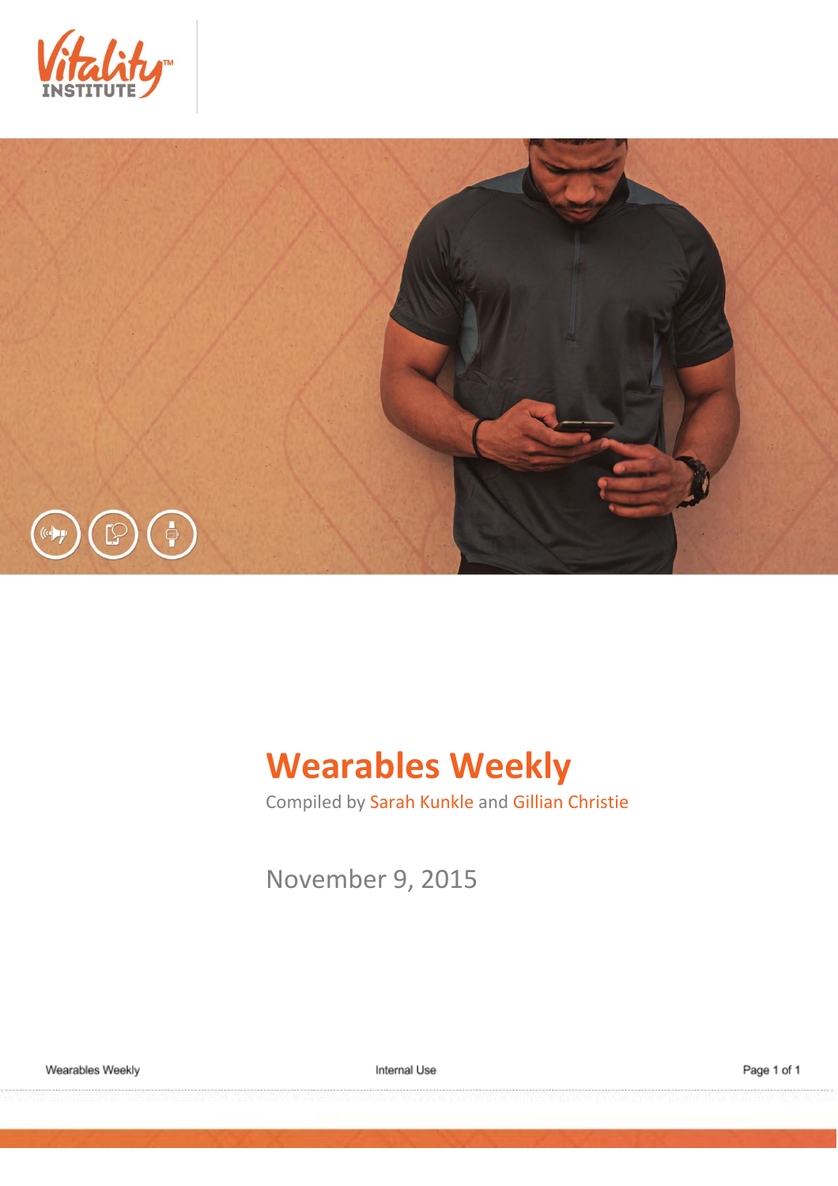# Wearables Weekly

Compiled by Sarah Kunkle and Gillian Christie

November 9, 2015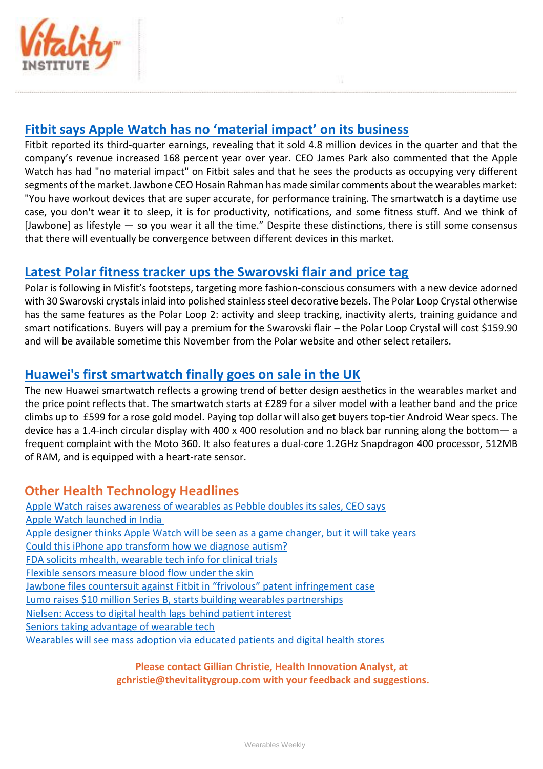## [Fitbit says Apple Watch has no ‘material impact’ on its business]

Fitbit reported its third-quarter earnings, revealing that it sold 4.8 million devices in the quarter and that the company’s revenue increased 168 percent year over year. CEO James Park also commented that the Apple Watch has had "no material impact" on Fitbit sales and that he sees the products as occupying very different segments of the market. Jawbone CEO Hosain Rahman has made similar comments about the wearables market: "You have workout devices that are super accurate, for performance training. The smartwatch is a daytime use case, you don't wear it to sleep, it is for productivity, notifications, and some fitness stuff. And we think of [Jawbone] as lifestyle — so you wear it all the time.” Despite these distinctions, there is still some consensus that there will eventually be convergence between different devices in this market.

## [Latest Polar fitness tracker ups the Swarovski flair and price tag]

Polar is following in Misfit’s footsteps, targeting more fashion-conscious consumers with a new device adorned with 30 Swarovski crystals inlaid into polished stainless steel decorative bezels. The Polar Loop Crystal otherwise has the same features as the Polar Loop 2: activity and sleep tracking, inactivity alerts, training guidance and smart notifications. Buyers will pay a premium for the Swarovski flair – the Polar Loop Crystal will cost $159.90 and will be available sometime this November from the Polar website and other select retailers.

## [Huawei's first smartwatch finally goes on sale in the UK]

The new Huawei smartwatch reflects a growing trend of better design aesthetics in the wearables market and the price point reflects that. The smartwatch starts at £289 for a silver model with a leather band and the price climbs up to £599 for a rose gold model. Paying top dollar will also get buyers top-tier Android Wear specs. The device has a 1.4-inch circular display with 400 x 400 resolution and no black bar running along the bottom— a frequent complaint with the Moto 360. It also features a dual-core 1.2GHz Snapdragon 400 processor, 512MB of RAM, and is equipped with a heart-rate sensor.

## Other Health Technology Headlines

- [Apple Watch raises awareness of wearables as Pebble doubles its sales, CEO says]
- [Apple Watch launched in India]
- [Apple designer thinks Apple Watch will be seen as a game changer, but it will take years]
- [Could this iPhone app transform how we diagnose autism?]
- [FDA solicits mhealth, wearable tech info for clinical trials]
- [Flexible sensors measure blood flow under the skin]
- [Jawbone files countersuit against Fitbit in “frivolous” patent infringement case]
- [Lumo raises $10 million Series B, starts building wearables partnerships]
- [Nielsen: Access to digital health lags behind patient interest]
- [Seniors taking advantage of wearable tech]
- [Wearables will see mass adoption via educated patients and digital health stores]

**Please contact Gillian Christie, Health Innovation Analyst, at gchristie@thevitalitygroup.com with your feedback and suggestions.**